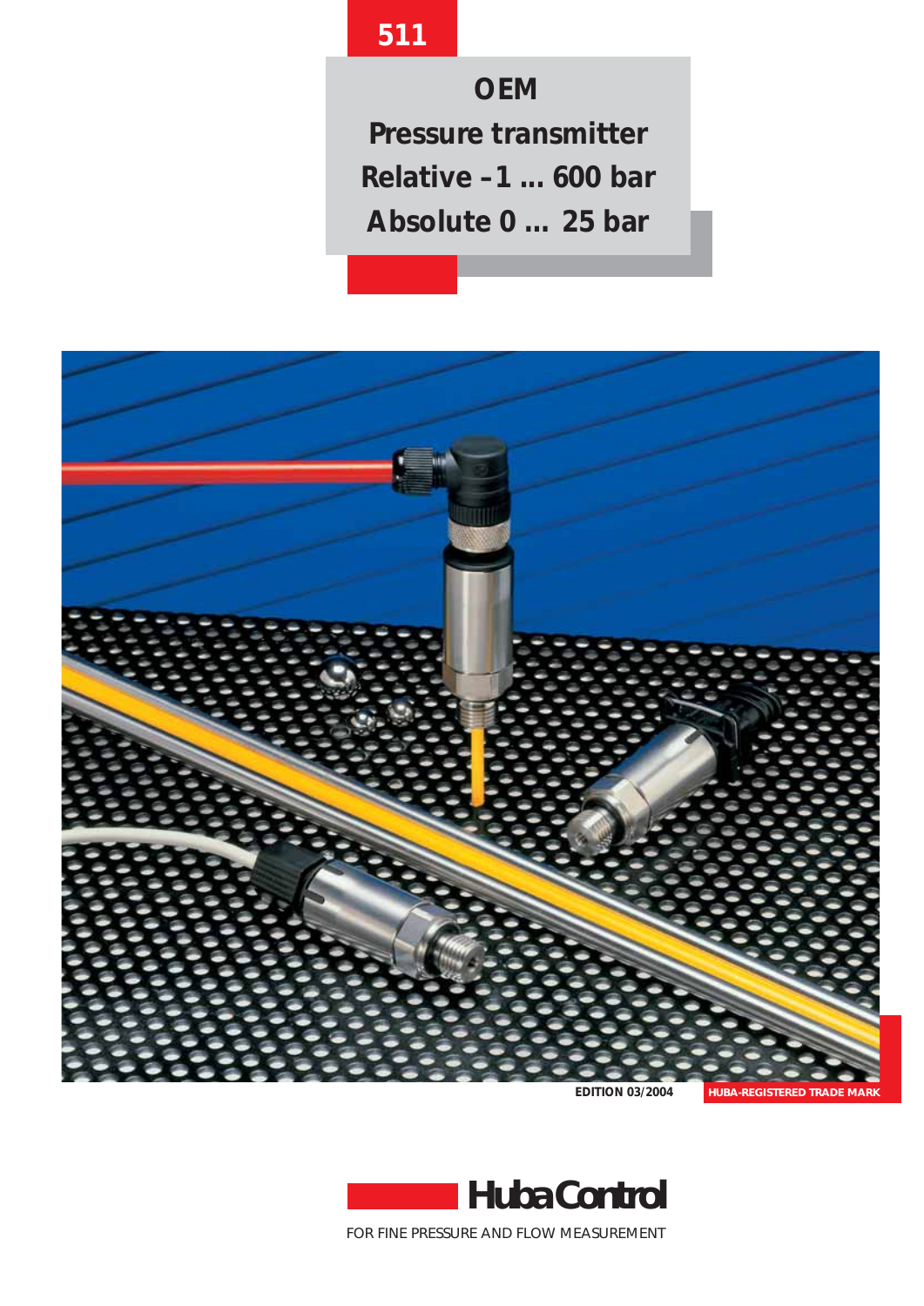511

# OEM
# Pressure transmitter
# Relative –1 ... 600 bar
# Absolute 0 ... 25 bar

EDITION 03/2004

HUBA-REGISTERED TRADE MARK

**HubaControl**

FOR FINE PRESSURE AND FLOW MEASUREMENT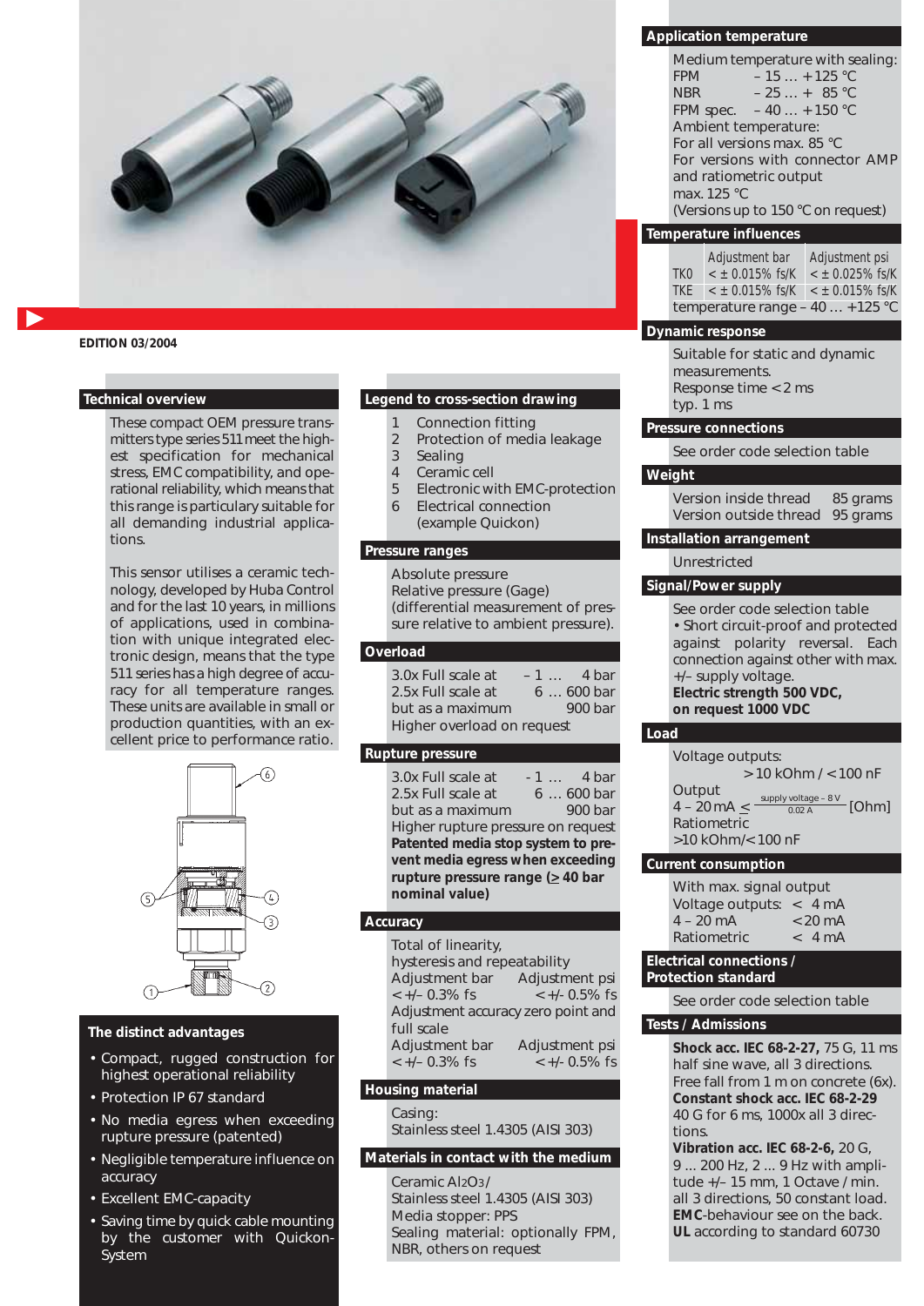EDITION 03/2004

## Technical overview

These compact OEM pressure transmitters type series 511 meet the highest specification for mechanical stress, EMC compatibility, and operational reliability, which means that this range is particulary suitable for all demanding industrial applications.

This sensor utilises a ceramic technology, developed by Huba Control and for the last 10 years, in millions of applications, used in combination with unique integrated electronic design, means that the type 511 series has a high degree of accuracy for all temperature ranges. These units are available in small or production quantities, with an excellent price to performance ratio.

## The distinct advantages

- Compact, rugged construction for highest operational reliability
- Protection IP 67 standard
- No media egress when exceeding rupture pressure (patented)
- Negligible temperature influence on accuracy
- Excellent EMC-capacity
- Saving time by quick cable mounting by the customer with Quickon-System

## Legend to cross-section drawing

1 Connection fitting
2 Protection of media leakage
3 Sealing
4 Ceramic cell
5 Electronic with EMC-protection
6 Electrical connection (example Quickon)

## Pressure ranges

Absolute pressure
Relative pressure (Gage)
(differential measurement of pressure relative to ambient pressure).

## Overload

| | | |
|---|---|---|
| 3.0x Full scale at | – 1 … | 4 bar |
| 2.5x Full scale at | 6 … 600 bar | |
| but as a maximum | | 900 bar |

Higher overload on request

## Rupture pressure

| | | |
|---|---|---|
| 3.0x Full scale at | - 1 … | 4 bar |
| 2.5x Full scale at | 6 … 600 bar | |
| but as a maximum | | 900 bar |

Higher rupture pressure on request
**Patented media stop system to prevent media egress when exceeding rupture pressure range (≥ 40 bar nominal value)**

## Accuracy

Total of linearity, hysteresis and repeatability

| Adjustment bar | Adjustment psi |
|---|---|
| < +/– 0.3% fs | < +/- 0.5% fs |

Adjustment accuracy zero point and full scale

| Adjustment bar | Adjustment psi |
|---|---|
| < +/– 0.3% fs | < +/- 0.5% fs |

## Housing material

Casing:
Stainless steel 1.4305 (AISI 303)

## Materials in contact with the medium

Ceramic $Al_2O_3$/
Stainless steel 1.4305 (AISI 303)
Media stopper: PPS
Sealing material: optionally FPM, NBR, others on request

## Application temperature

Medium temperature with sealing:

| | |
|---|---|
| FPM | – 15 … +125 °C |
| NBR | – 25 … + 85 °C |
| FPM spec. | – 40 … +150 °C |

Ambient temperature:
For all versions max. 85 °C
For versions with connector AMP and ratiometric output max. 125 °C
(Versions up to 150 °C on request)

## Temperature influences

| | Adjustment bar | Adjustment psi |
|---|---|---|
| TK0 | < ± 0.015% fs/K | < ± 0.025% fs/K |
| TKE | < ± 0.015% fs/K | < ± 0.015% fs/K |

temperature range – 40 … +125 °C

## Dynamic response

Suitable for static and dynamic measurements.
Response time < 2 ms
typ. 1 ms

## Pressure connections

See order code selection table

## Weight

| | |
|---|---|
| Version inside thread | 85 grams |
| Version outside thread | 95 grams |

## Installation arrangement

Unrestricted

## Signal/Power supply

See order code selection table
• Short circuit-proof and protected against polarity reversal. Each connection against other with max. +/– supply voltage.
**Electric strength 500 VDC, on request 1000 VDC**

## Load

Voltage outputs:
> 10 kOhm / < 100 nF
Output
4 – 20 mA $\leq \frac{\text{supply voltage} - 8\text{ V}}{0.02\text{ A}}$ [Ohm]
Ratiometric
>10 kOhm/< 100 nF

## Current consumption

With max. signal output

| | |
|---|---|
| Voltage outputs: | < 4 mA |
| 4 – 20 mA | < 20 mA |
| Ratiometric | < 4 mA |

## Electrical connections / Protection standard

See order code selection table

## Tests / Admissions

**Shock acc. IEC 68-2-27,** 75 G, 11 ms half sine wave, all 3 directions.
Free fall from 1 m on concrete (6x).
**Constant shock acc. IEC 68-2-29** 40 G for 6 ms, 1000x all 3 directions.
**Vibration acc. IEC 68-2-6,** 20 G, 9 ... 200 Hz, 2 ... 9 Hz with amplitude +/– 15 mm, 1 Octave / min. all 3 directions, 50 constant load.
**EMC**-behaviour see on the back.
**UL** according to standard 60730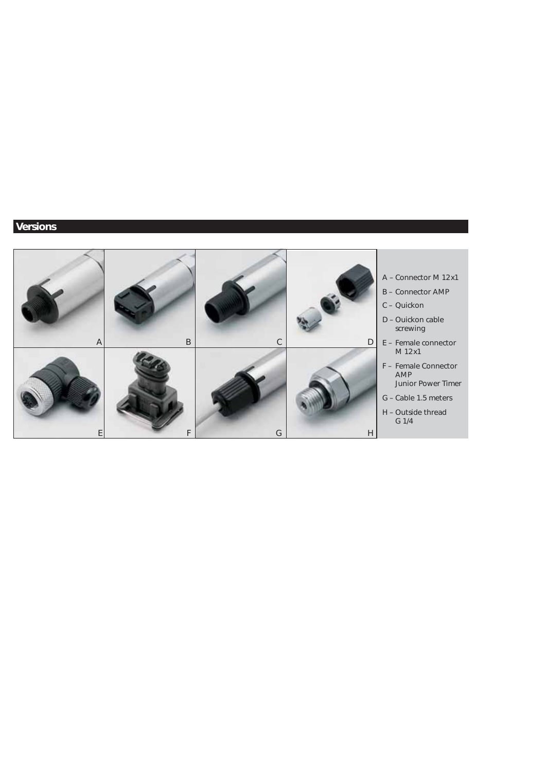## Versions

A – Connector M 12x1

B – Connector AMP

C – Quickon

D – Ouickon cable screwing

E – Female connector M 12x1

F – Female Connector AMP Junior Power Timer

G – Cable 1.5 meters

H – Outside thread G 1/4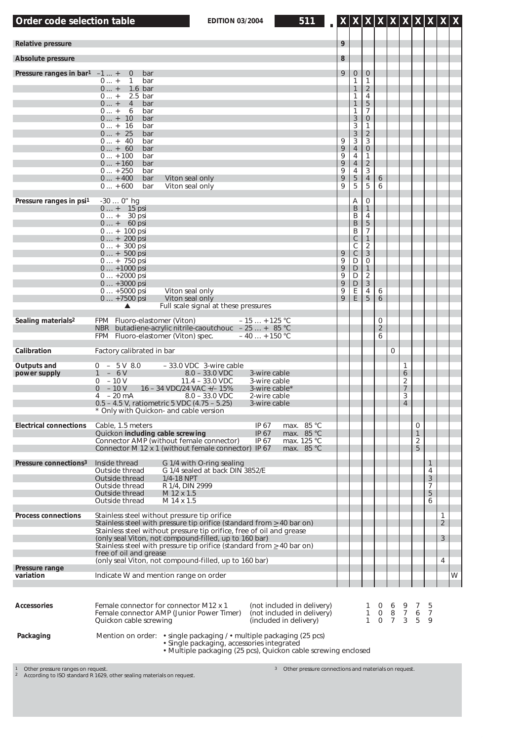## Order code selection table

EDITION 03/2004

| | | 511 . | X | X | X | X | X | X | X | X | X | X |
|---|---|---|---|---|---|---|---|---|---|---|---|---|
| **Relative pressure** | | | 9 | | | | | | | | | |
| **Absolute pressure** | | | 8 | | | | | | | | | |
| **Pressure ranges in bar**[1] | –1 ... + 0 bar | | 9 | 0 | 0 | | | | | | | |
| | 0 ... + 1 bar | | | 1 | 1 | | | | | | | |
| | 0 ... + 1.6 bar | | | 1 | 2 | | | | | | | |
| | 0 ... + 2.5 bar | | | 1 | 4 | | | | | | | |
| | 0 ... + 4 bar | | | 1 | 5 | | | | | | | |
| | 0 ... + 6 bar | | | 1 | 7 | | | | | | | |
| | 0 ... + 10 bar | | | 3 | 0 | | | | | | | |
| | 0 ... + 16 bar | | | 3 | 1 | | | | | | | |
| | 0 ... + 25 bar | | | 3 | 2 | | | | | | | |
| | 0 ... + 40 bar | | 9 | 3 | 3 | | | | | | | |
| | 0 ... + 60 bar | | 9 | 4 | 0 | | | | | | | |
| | 0 ... +100 bar | | 9 | 4 | 1 | | | | | | | |
| | 0 ... +160 bar | | 9 | 4 | 2 | | | | | | | |
| | 0 ... +250 bar | | 9 | 4 | 3 | | | | | | | |
| | 0 ... +400 bar | Viton seal only | 9 | 5 | 4 | 6 | | | | | | |
| | 0 ... +600 bar | Viton seal only | 9 | 5 | 5 | 6 | | | | | | |
| **Pressure ranges in psi**[1] | -30 ... 0" hg | | | A | 0 | | | | | | | |
| | 0 ... + 15 psi | | | B | 1 | | | | | | | |
| | 0 ... + 30 psi | | | B | 4 | | | | | | | |
| | 0 ... + 60 psi | | | B | 5 | | | | | | | |
| | 0 ... + 100 psi | | | B | 7 | | | | | | | |
| | 0 ... + 200 psi | | | C | 1 | | | | | | | |
| | 0 ... + 300 psi | | | C | 2 | | | | | | | |
| | 0 ... + 500 psi | | 9 | C | 3 | | | | | | | |
| | 0 ... + 750 psi | | 9 | D | 0 | | | | | | | |
| | 0 ... +1000 psi | | 9 | D | 1 | | | | | | | |
| | 0 ... +2000 psi | | 9 | D | 2 | | | | | | | |
| | 0 ... +3000 psi | | 9 | D | 3 | | | | | | | |
| | 0 ... +5000 psi | Viton seal only | 9 | E | 4 | 6 | | | | | | |
| | 0 ... +7500 psi | Viton seal only | 9 | E | 5 | 6 | | | | | | |
| | ▲ | Full scale signal at these pressures | | | | | | | | | | |
| **Sealing materials**[2] | FPM Fluoro-elastomer (Viton) | –15 ... +125 °C | | | | 0 | | | | | | |
| | NBR butadiene-acrylic nitrile-caoutchouc | –25 ... + 85 °C | | | | 2 | | | | | | |
| | FPM Fluoro-elastomer (Viton) spec. | –40 ... +150 °C | | | | 6 | | | | | | |
| **Calibration** | Factory calibrated in bar | | | | | | 0 | | | | | |
| **Outputs and power supply** | 0 – 5 V 8.0 – 33.0 VDC | 3-wire cable | | | | | | 1 | | | | |
| | 1 – 6 V 8.0 – 33.0 VDC | 3-wire cable | | | | | | 6 | | | | |
| | 0 – 10 V 11.4 – 33.0 VDC | 3-wire cable | | | | | | 2 | | | | |
| | 0 – 10 V 16 – 34 VDC/24 VAC +/– 15% | 3-wire cable* | | | | | | 7 | | | | |
| | 4 – 20 mA 8.0 – 33.0 VDC | 2-wire cable | | | | | | 3 | | | | |
| | 0.5 – 4.5 V, ratiometric 5 VDC (4.75 – 5.25) | 3-wire cable | | | | | | 4 | | | | |
| | * Only with Quickon- and cable version | | | | | | | | | | | |
| **Electrical connections** | Cable, 1.5 meters | IP 67 max. 85 °C | | | | | | | 0 | | | |
| | Quickon **including cable screwing** | IP 67 max. 85 °C | | | | | | | 1 | | | |
| | Connector AMP (without female connector) | IP 67 max. 125 °C | | | | | | | 2 | | | |
| | Connector M 12 x 1 (without female connector) | IP 67 max. 85 °C | | | | | | | 5 | | | |
| **Pressure connections**[3] | Inside thread G 1/4 with O-ring sealing | | | | | | | | | 1 | | |
| | Outside thread G 1/4 sealed at back DIN 3852/E | | | | | | | | | 4 | | |
| | Outside thread 1/4-18 NPT | | | | | | | | | 3 | | |
| | Outside thread R 1/4, DIN 2999 | | | | | | | | | 7 | | |
| | Outside thread M 12 x 1.5 | | | | | | | | | 5 | | |
| | Outside thread M 14 x 1.5 | | | | | | | | | 6 | | |
| **Process connections** | Stainless steel without pressure tip orifice | | | | | | | | | | 1 | |
| | Stainless steel with pressure tip orifice (standard from ≥ 40 bar on) | | | | | | | | | | 2 | |
| | Stainless steel without pressure tip orifice, free of oil and grease (only seal Viton, not compound-filled, up to 160 bar) | | | | | | | | | | 3 | |
| | Stainless steel with pressure tip orifice (standard from ≥ 40 bar on) free of oil and grease (only seal Viton, not compound-filled, up to 160 bar) | | | | | | | | | | 4 | |
| **Pressure range variation** | Indicate W and mention range on order | | | | | | | | | | | W |

| **Accessories** | | |
|---|---|---|
| Female connector for connector M12 x 1 | (not included in delivery) | 1 0 6 9 7 5 |
| Female connector AMP (Junior Power Timer) | (not included in delivery) | 1 0 8 7 6 7 |
| Quickon cable screwing | (included in delivery) | 1 0 7 3 5 9 |

**Packaging**

Mention on order:
- single packaging / • multiple packaging (25 pcs)
- Single packaging, accessories integrated
- Multiple packaging (25 pcs), Quickon cable screwing enclosed

[1] Other pressure ranges on request.
[2] According to ISO standard R 1629, other sealing materials on request.
[3] Other pressure connections and materials on request.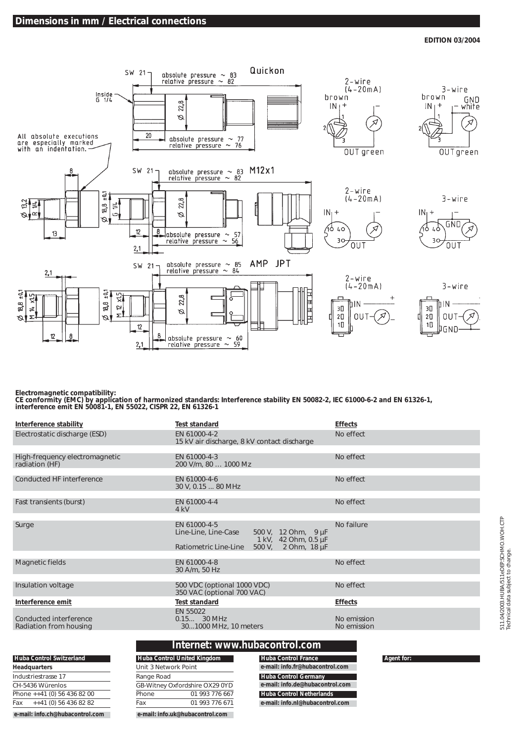## Dimensions in mm / Electrical connections

**EDITION 03/2004**

Quickon

SW 21
absolute pressure ~ 83
relative pressure ~ 82

Inside G 1/4

Ø 22,8

20

absolute pressure ~ 77
relative pressure ~ 76

All absolute executions are especially marked with an indentation.

2-wire (4-20mA)
brown IN + –
1 2 3
OUT green

3-wire
brown IN + GND – white
1 2 3
OUT green

M12x1

SW 21
absolute pressure ~ 83
relative pressure ~ 82

8
Ø 13,2
R 1/4
13

Ø 18,8 ±0,1
G 1/4
Ø 22,8
12
8
2,1

absolute pressure ~ 57
relative pressure ~ 56

2-wire (4-20mA)
IN + –
1 4
3
OUT

3-wire
IN + – GND
1 4
3
OUT

AMP JPT

SW 21
absolute pressure ~ 85
relative pressure ~ 84

2,1
Ø 18,8 ±0,1
M 14 x1,5
12
8

Ø 18,8 ±0,1
M 12 x1,5
Ø 22,8
12
8
2,1

absolute pressure ~ 60
relative pressure ~ 59

2-wire (4-20mA)
3 2 1
IN +
OUT –

3-wire
3 2 1
IN
OUT
GND

**Electromagnetic compatibility:**
**CE conformity (EMC) by application of harmonized standards: Interference stability EN 50082-2, IEC 61000-6-2 and EN 61326-1, interference emit EN 50081-1, EN 55022, CISPR 22, EN 61326-1**

| Interference stability | Test standard | Effects |
|---|---|---|
| Electrostatic discharge (ESD) | EN 61000-4-2<br>15 kV air discharge, 8 kV contact discharge | No effect |
| High-frequency electromagnetic radiation (HF) | EN 61000-4-3<br>200 V/m, 80 … 1000 Mz | No effect |
| Conducted HF interference | EN 61000-4-6<br>30 V, 0.15 ... 80 MHz | No effect |
| Fast transients (burst) | EN 61000-4-4<br>4 kV | No effect |
| Surge | EN 61000-4-5<br>Line-Line, Line-Case 500 V, 12 Ohm, 9 µF<br>1 kV, 42 Ohm, 0.5 µF<br>Ratiometric Line-Line 500 V, 2 Ohm, 18 µF | No failure |
| Magnetic fields | EN 61000-4-8<br>30 A/m, 50 Hz | No effect |
| Insulation voltage | 500 VDC (optional 1000 VDC)<br>350 VAC (optional 700 VAC) | No effect |
| **Interference emit** | **Test standard** | **Effects** |
| Conducted interference<br>Radiation from housing | EN 55022<br>0.15... 30 MHz<br>30...1000 MHz, 10 meters | No emission<br>No emission |

**Internet: www.hubacontrol.com**

**Huba Control Switzerland**
**Headquarters**
Industriestrasse 17
CH-5436 Würenlos
Phone ++41 (0) 56 436 82 00
Fax ++41 (0) 56 436 82 82
**e-mail: info.ch@hubacontrol.com**

**Huba Control United Kingdom**
Unit 3 Network Point
Range Road
GB-Witney Oxfordshire OX29 0YD
Phone 01 993 776 667
Fax 01 993 776 671
**e-mail: info.uk@hubacontrol.com**

**Huba Control France**
**e-mail: info.fr@hubacontrol.com**
**Huba Control Germany**
**e-mail: info.de@hubacontrol.com**
**Huba Control Netherlands**
**e-mail: info.nl@hubacontrol.com**

**Agent for:**

511.04/2003.HUBA/511eDEP.SCHMO.WOH.CTP
Technical data subject to change.